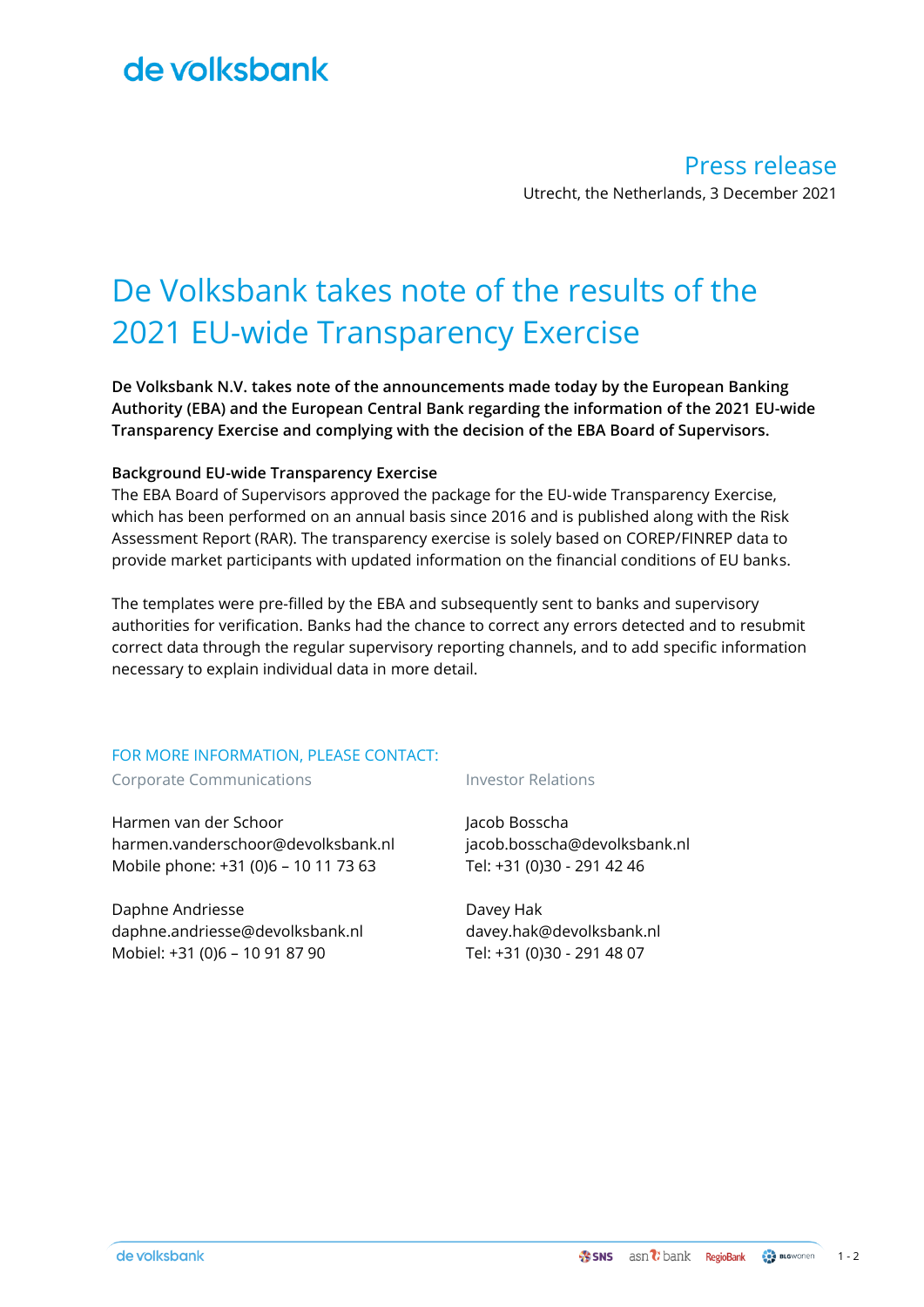de volksbank

Press release

Utrecht, the Netherlands, 3 December 2021

# De Volksbank takes note of the results of the 2021 EU-wide Transparency Exercise

**De Volksbank N.V. takes note of the announcements made today by the European Banking Authority (EBA) and the European Central Bank regarding the information of the 2021 EU-wide Transparency Exercise and complying with the decision of the EBA Board of Supervisors.**

**Background EU-wide Transparency Exercise**

The EBA Board of Supervisors approved the package for the EU-wide Transparency Exercise, which has been performed on an annual basis since 2016 and is published along with the Risk Assessment Report (RAR). The transparency exercise is solely based on COREP/FINREP data to provide market participants with updated information on the financial conditions of EU banks.

The templates were pre-filled by the EBA and subsequently sent to banks and supervisory authorities for verification. Banks had the chance to correct any errors detected and to resubmit correct data through the regular supervisory reporting channels, and to add specific information necessary to explain individual data in more detail.

FOR MORE INFORMATION, PLEASE CONTACT:

Corporate Communications

Harmen van der Schoor
harmen.vanderschoor@devolksbank.nl
Mobile phone: +31 (0)6 – 10 11 73 63

Daphne Andriesse
daphne.andriesse@devolksbank.nl
Mobiel: +31 (0)6 – 10 91 87 90

Investor Relations

Jacob Bosscha
jacob.bosscha@devolksbank.nl
Tel: +31 (0)30 - 291 42 46

Davey Hak
davey.hak@devolksbank.nl
Tel: +31 (0)30 - 291 48 07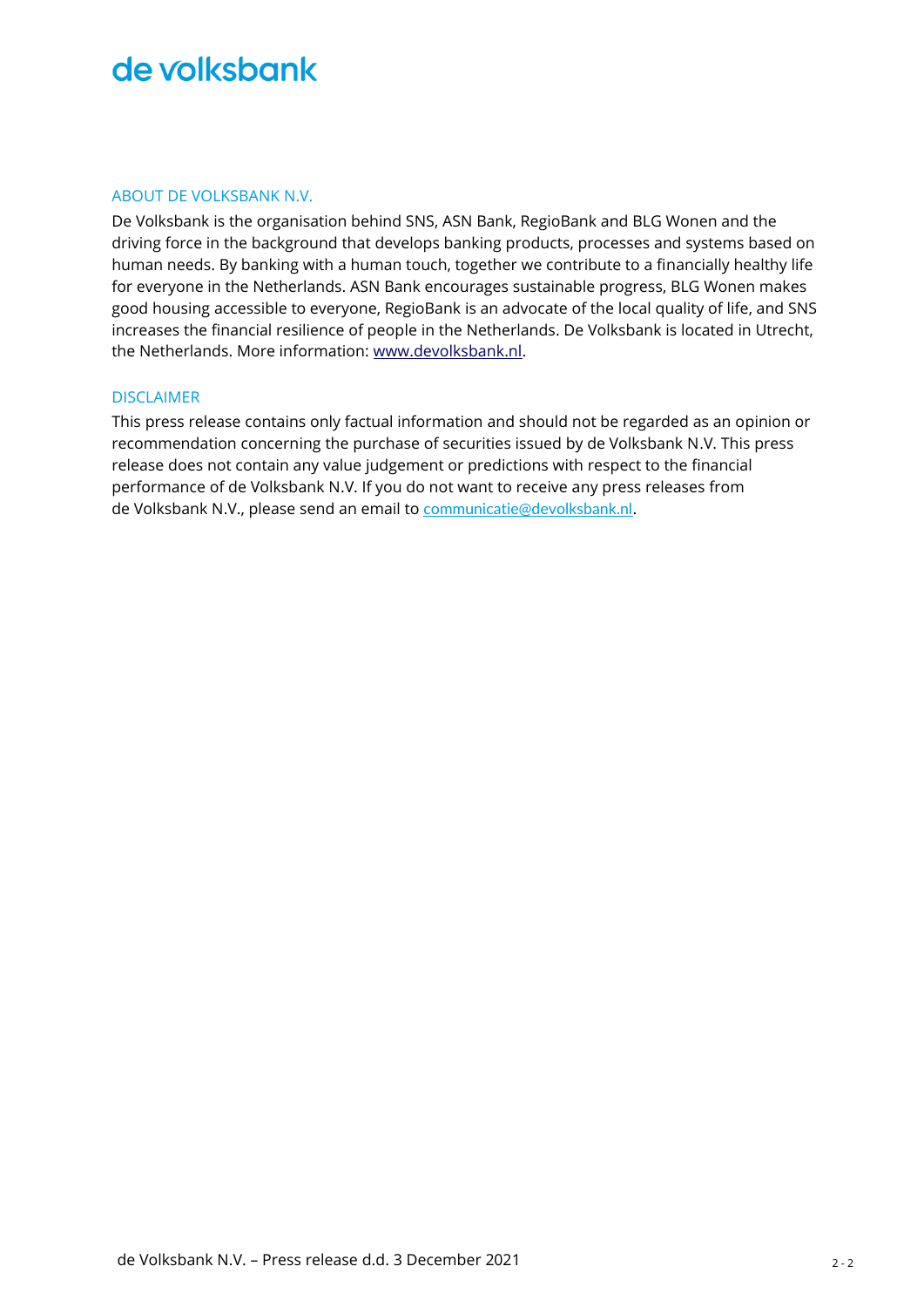## ABOUT DE VOLKSBANK N.V.

De Volksbank is the organisation behind SNS, ASN Bank, RegioBank and BLG Wonen and the driving force in the background that develops banking products, processes and systems based on human needs. By banking with a human touch, together we contribute to a financially healthy life for everyone in the Netherlands. ASN Bank encourages sustainable progress, BLG Wonen makes good housing accessible to everyone, RegioBank is an advocate of the local quality of life, and SNS increases the financial resilience of people in the Netherlands. De Volksbank is located in Utrecht, the Netherlands. More information: www.devolksbank.nl.

## DISCLAIMER

This press release contains only factual information and should not be regarded as an opinion or recommendation concerning the purchase of securities issued by de Volksbank N.V. This press release does not contain any value judgement or predictions with respect to the financial performance of de Volksbank N.V. If you do not want to receive any press releases from de Volksbank N.V., please send an email to communicatie@devolksbank.nl.